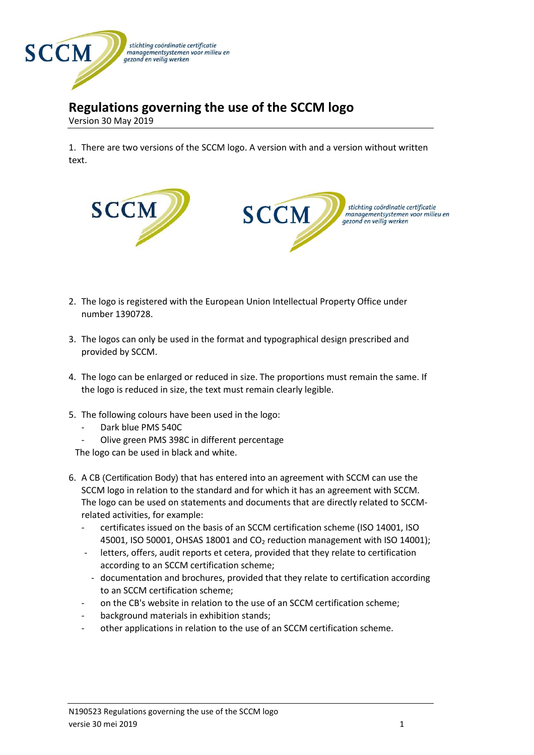# Regulations governing the use of the SCCM logo

Version 30 May 2019

1. There are two versions of the SCCM logo. A version with and a version without written text.

2. The logo is registered with the European Union Intellectual Property Office under number 1390728.

3. The logos can only be used in the format and typographical design prescribed and provided by SCCM.

4. The logo can be enlarged or reduced in size. The proportions must remain the same. If the logo is reduced in size, the text must remain clearly legible.

5. The following colours have been used in the logo:
   - Dark blue PMS 540C
   - Olive green PMS 398C in different percentage

   The logo can be used in black and white.

6. A CB (Certification Body) that has entered into an agreement with SCCM can use the SCCM logo in relation to the standard and for which it has an agreement with SCCM. The logo can be used on statements and documents that are directly related to SCCM-related activities, for example:
   - certificates issued on the basis of an SCCM certification scheme (ISO 14001, ISO 45001, ISO 50001, OHSAS 18001 and $CO_2$ reduction management with ISO 14001);
   - letters, offers, audit reports et cetera, provided that they relate to certification according to an SCCM certification scheme;
   - documentation and brochures, provided that they relate to certification according to an SCCM certification scheme;
   - on the CB's website in relation to the use of an SCCM certification scheme;
   - background materials in exhibition stands;
   - other applications in relation to the use of an SCCM certification scheme.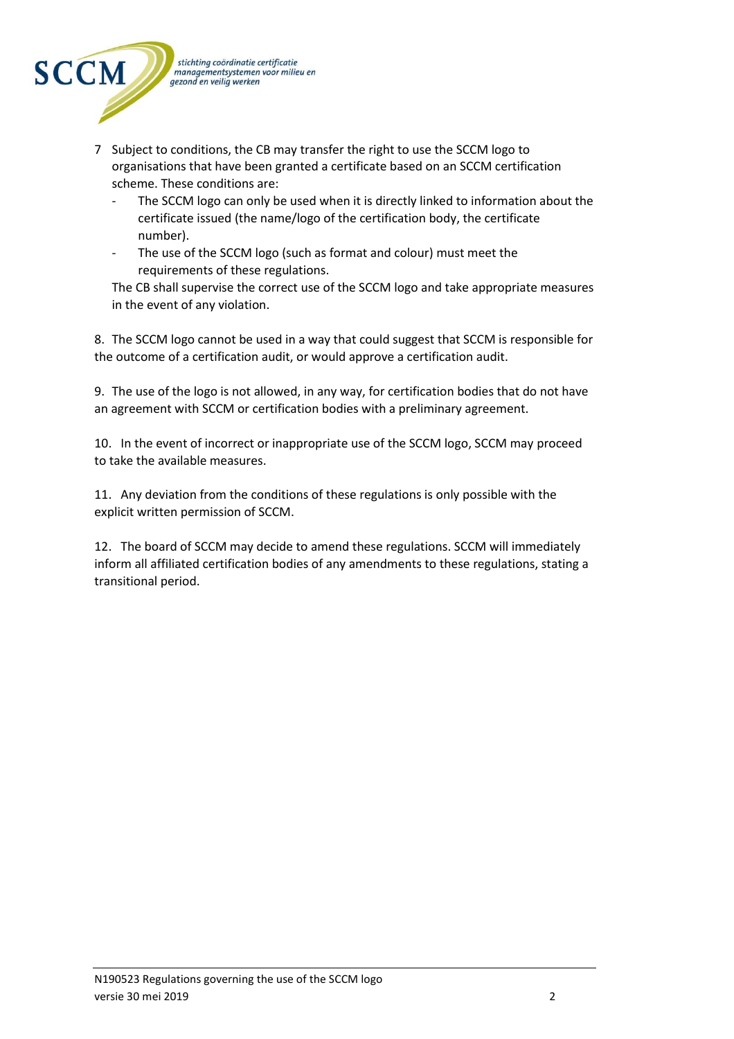7. Subject to conditions, the CB may transfer the right to use the SCCM logo to organisations that have been granted a certificate based on an SCCM certification scheme. These conditions are:
   - The SCCM logo can only be used when it is directly linked to information about the certificate issued (the name/logo of the certification body, the certificate number).
   - The use of the SCCM logo (such as format and colour) must meet the requirements of these regulations.

   The CB shall supervise the correct use of the SCCM logo and take appropriate measures in the event of any violation.

8. The SCCM logo cannot be used in a way that could suggest that SCCM is responsible for the outcome of a certification audit, or would approve a certification audit.

9. The use of the logo is not allowed, in any way, for certification bodies that do not have an agreement with SCCM or certification bodies with a preliminary agreement.

10. In the event of incorrect or inappropriate use of the SCCM logo, SCCM may proceed to take the available measures.

11. Any deviation from the conditions of these regulations is only possible with the explicit written permission of SCCM.

12. The board of SCCM may decide to amend these regulations. SCCM will immediately inform all affiliated certification bodies of any amendments to these regulations, stating a transitional period.